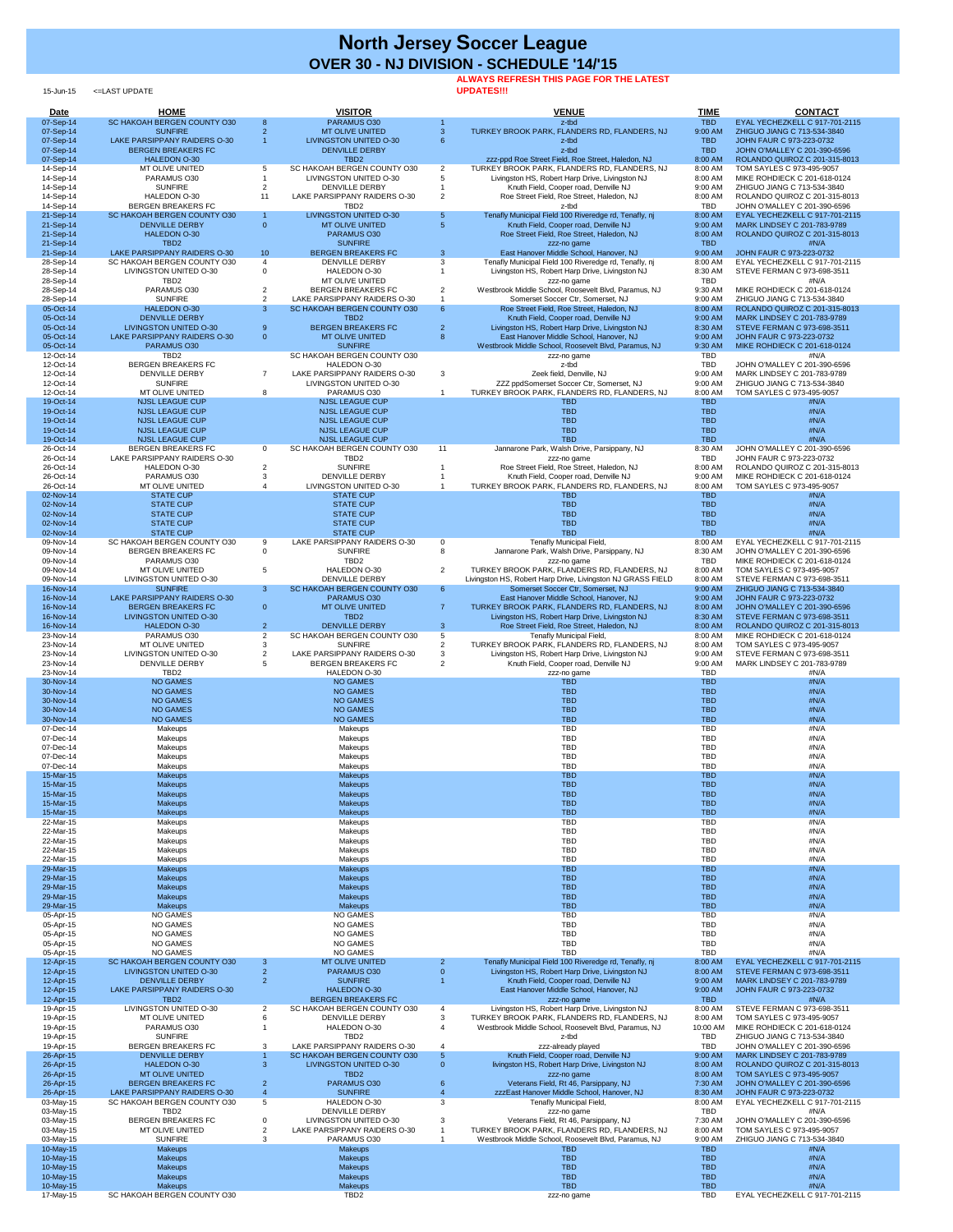# North Jersey Soccer League

## OVER 30 - NJ DIVISION - SCHEDULE '14/'15

15-Jun-15 <=LAST UPDATE

**ALWAYS REFRESH THIS PAGE FOR THE LATEST UPDATES!!!**

| Date | HOME | | VISITOR | | VENUE | TIME | CONTACT |
|---|---|---|---|---|---|---|---|
| 07-Sep-14 | SC HAKOAH BERGEN COUNTY O30 | 8 | PARAMUS O30 | 1 | z-tbd | TBD | EYAL YECHEZKELL C 917-701-2115 |
| 07-Sep-14 | SUNFIRE | 2 | MT OLIVE UNITED | 3 | TURKEY BROOK PARK, FLANDERS RD, FLANDERS, NJ | 9:00 AM | ZHIGUO JIANG C 713-534-3840 |
| 07-Sep-14 | LAKE PARSIPPANY RAIDERS O-30 | 1 | LIVINGSTON UNITED O-30 | 6 | z-tbd | TBD | JOHN FAUR C 973-223-0732 |
| 07-Sep-14 | BERGEN BREAKERS FC | | DENVILLE DERBY | | z-tbd | TBD | JOHN O'MALLEY C 201-390-6596 |
| 07-Sep-14 | HALEDON O-30 | | TBD2 | | zzz-ppd Roe Street Field, Roe Street, Haledon, NJ | 8:00 AM | ROLANDO QUIROZ C 201-315-8013 |
| 14-Sep-14 | MT OLIVE UNITED | 5 | SC HAKOAH BERGEN COUNTY O30 | 2 | TURKEY BROOK PARK, FLANDERS RD, FLANDERS, NJ | 8:00 AM | TOM SAYLES C 973-495-9057 |
| 14-Sep-14 | PARAMUS O30 | 1 | LIVINGSTON UNITED O-30 | 5 | Livingston HS, Robert Harp Drive, Livingston NJ | 8:00 AM | MIKE ROHDIECK C 201-618-0124 |
| 14-Sep-14 | SUNFIRE | 2 | DENVILLE DERBY | 1 | Knuth Field, Cooper road, Denville NJ | 9:00 AM | ZHIGUO JIANG C 713-534-3840 |
| 14-Sep-14 | HALEDON O-30 | 11 | LAKE PARSIPPANY RAIDERS O-30 | 2 | Roe Street Field, Roe Street, Haledon, NJ | 8:00 AM | ROLANDO QUIROZ C 201-315-8013 |
| 14-Sep-14 | BERGEN BREAKERS FC | | TBD2 | | z-tbd | TBD | JOHN O'MALLEY C 201-390-6596 |
| 21-Sep-14 | SC HAKOAH BERGEN COUNTY O30 | 1 | LIVINGSTON UNITED O-30 | 5 | Tenafly Municipal Field 100 Riveredge rd, Tenafly, nj | 8:00 AM | EYAL YECHEZKELL C 917-701-2115 |
| 21-Sep-14 | DENVILLE DERBY | 0 | MT OLIVE UNITED | 5 | Knuth Field, Cooper road, Denville NJ | 9:00 AM | MARK LINDSEY C 201-783-9789 |
| 21-Sep-14 | HALEDON O-30 | | PARAMUS O30 | | Roe Street Field, Roe Street, Haledon, NJ | 8:00 AM | ROLANDO QUIROZ C 201-315-8013 |
| 21-Sep-14 | TBD2 | | SUNFIRE | | zzz-no game | TBD | #N/A |
| 21-Sep-14 | LAKE PARSIPPANY RAIDERS O-30 | 10 | BERGEN BREAKERS FC | 3 | East Hanover Middle School, Hanover, NJ | 9:00 AM | JOHN FAUR C 973-223-0732 |
| 28-Sep-14 | SC HAKOAH BERGEN COUNTY O30 | 4 | DENVILLE DERBY | 3 | Tenafly Municipal Field 100 Riveredge rd, Tenafly, nj | 8:00 AM | EYAL YECHEZKELL C 917-701-2115 |
| 28-Sep-14 | LIVINGSTON UNITED O-30 | 0 | HALEDON O-30 | 1 | Livingston HS, Robert Harp Drive, Livingston NJ | 8:30 AM | STEVE FERMAN C 973-698-3511 |
| 28-Sep-14 | TBD2 | | MT OLIVE UNITED | | zzz-no game | TBD | #N/A |
| 28-Sep-14 | PARAMUS O30 | 2 | BERGEN BREAKERS FC | 2 | Westbrook Middle School, Roosevelt Blvd, Paramus, NJ | 9:30 AM | MIKE ROHDIECK C 201-618-0124 |
| 28-Sep-14 | SUNFIRE | 2 | LAKE PARSIPPANY RAIDERS O-30 | 1 | Somerset Soccer Ctr, Somerset, NJ | 9:00 AM | ZHIGUO JIANG C 713-534-3840 |
| 05-Oct-14 | HALEDON O-30 | 3 | SC HAKOAH BERGEN COUNTY O30 | 6 | Roe Street Field, Roe Street, Haledon, NJ | 8:00 AM | ROLANDO QUIROZ C 201-315-8013 |
| 05-Oct-14 | DENVILLE DERBY | | TBD2 | | Knuth Field, Cooper road, Denville NJ | 9:00 AM | MARK LINDSEY C 201-783-9789 |
| 05-Oct-14 | LIVINGSTON UNITED O-30 | 9 | BERGEN BREAKERS FC | 2 | Livingston HS, Robert Harp Drive, Livingston NJ | 8:30 AM | STEVE FERMAN C 973-698-3511 |
| 05-Oct-14 | LAKE PARSIPPANY RAIDERS O-30 | 0 | MT OLIVE UNITED | 8 | East Hanover Middle School, Hanover, NJ | 9:00 AM | JOHN FAUR C 973-223-0732 |
| 05-Oct-14 | PARAMUS O30 | | SUNFIRE | | Westbrook Middle School, Roosevelt Blvd, Paramus, NJ | 9:30 AM | MIKE ROHDIECK C 201-618-0124 |
| 12-Oct-14 | TBD2 | | SC HAKOAH BERGEN COUNTY O30 | | zzz-no game | TBD | #N/A |
| 12-Oct-14 | BERGEN BREAKERS FC | | HALEDON O-30 | | z-tbd | TBD | JOHN O'MALLEY C 201-390-6596 |
| 12-Oct-14 | DENVILLE DERBY | 7 | LAKE PARSIPPANY RAIDERS O-30 | 3 | Zeek field, Denville, NJ | 9:00 AM | MARK LINDSEY C 201-783-9789 |
| 12-Oct-14 | SUNFIRE | | LIVINGSTON UNITED O-30 | | ZZZ ppdSomerset Soccer Ctr, Somerset, NJ | 9:00 AM | ZHIGUO JIANG C 713-534-3840 |
| 12-Oct-14 | MT OLIVE UNITED | 8 | PARAMUS O30 | 1 | TURKEY BROOK PARK, FLANDERS RD, FLANDERS, NJ | 8:00 AM | TOM SAYLES C 973-495-9057 |
| 19-Oct-14 | NJSL LEAGUE CUP | | NJSL LEAGUE CUP | | TBD | TBD | #N/A |
| 19-Oct-14 | NJSL LEAGUE CUP | | NJSL LEAGUE CUP | | TBD | TBD | #N/A |
| 19-Oct-14 | NJSL LEAGUE CUP | | NJSL LEAGUE CUP | | TBD | TBD | #N/A |
| 19-Oct-14 | NJSL LEAGUE CUP | | NJSL LEAGUE CUP | | TBD | TBD | #N/A |
| 19-Oct-14 | NJSL LEAGUE CUP | | NJSL LEAGUE CUP | | TBD | TBD | #N/A |
| 26-Oct-14 | BERGEN BREAKERS FC | 0 | SC HAKOAH BERGEN COUNTY O30 | 11 | Jannarone Park, Walsh Drive, Parsippany, NJ | 8:30 AM | JOHN O'MALLEY C 201-390-6596 |
| 26-Oct-14 | LAKE PARSIPPANY RAIDERS O-30 | | TBD2 | | zzz-no game | TBD | JOHN FAUR C 973-223-0732 |
| 26-Oct-14 | HALEDON O-30 | 2 | SUNFIRE | 1 | Roe Street Field, Roe Street, Haledon, NJ | 8:00 AM | ROLANDO QUIROZ C 201-315-8013 |
| 26-Oct-14 | PARAMUS O30 | 3 | DENVILLE DERBY | 1 | Knuth Field, Cooper road, Denville NJ | 9:00 AM | MIKE ROHDIECK C 201-618-0124 |
| 26-Oct-14 | MT OLIVE UNITED | 4 | LIVINGSTON UNITED O-30 | 1 | TURKEY BROOK PARK, FLANDERS RD, FLANDERS, NJ | 8:00 AM | TOM SAYLES C 973-495-9057 |
| 02-Nov-14 | STATE CUP | | STATE CUP | | TBD | TBD | #N/A |
| 02-Nov-14 | STATE CUP | | STATE CUP | | TBD | TBD | #N/A |
| 02-Nov-14 | STATE CUP | | STATE CUP | | TBD | TBD | #N/A |
| 02-Nov-14 | STATE CUP | | STATE CUP | | TBD | TBD | #N/A |
| 02-Nov-14 | STATE CUP | | STATE CUP | | TBD | TBD | #N/A |
| 09-Nov-14 | SC HAKOAH BERGEN COUNTY O30 | 9 | LAKE PARSIPPANY RAIDERS O-30 | 0 | Tenafly Municipal Field, | 8:00 AM | EYAL YECHEZKELL C 917-701-2115 |
| 09-Nov-14 | BERGEN BREAKERS FC | 0 | SUNFIRE | 8 | Jannarone Park, Walsh Drive, Parsippany, NJ | 8:30 AM | JOHN O'MALLEY C 201-390-6596 |
| 09-Nov-14 | PARAMUS O30 | | TBD2 | | zzz-no game | TBD | MIKE ROHDIECK C 201-618-0124 |
| 09-Nov-14 | MT OLIVE UNITED | 5 | HALEDON O-30 | 2 | TURKEY BROOK PARK, FLANDERS RD, FLANDERS, NJ | 8:00 AM | TOM SAYLES C 973-495-9057 |
| 09-Nov-14 | LIVINGSTON UNITED O-30 | | DENVILLE DERBY | | Livingston HS, Robert Harp Drive, Livingston NJ GRASS FIELD | 8:00 AM | STEVE FERMAN C 973-698-3511 |
| 16-Nov-14 | SUNFIRE | 3 | SC HAKOAH BERGEN COUNTY O30 | 6 | Somerset Soccer Ctr, Somerset, NJ | 9:00 AM | ZHIGUO JIANG C 713-534-3840 |
| 16-Nov-14 | LAKE PARSIPPANY RAIDERS O-30 | | PARAMUS O30 | | East Hanover Middle School, Hanover, NJ | 9:00 AM | JOHN FAUR C 973-223-0732 |
| 16-Nov-14 | BERGEN BREAKERS FC | 0 | MT OLIVE UNITED | 7 | TURKEY BROOK PARK, FLANDERS RD, FLANDERS, NJ | 8:00 AM | JOHN O'MALLEY C 201-390-6596 |
| 16-Nov-14 | LIVINGSTON UNITED O-30 | | TBD2 | | Livingston HS, Robert Harp Drive, Livingston NJ | 8:30 AM | STEVE FERMAN C 973-698-3511 |
| 16-Nov-14 | HALEDON O-30 | 2 | DENVILLE DERBY | 3 | Roe Street Field, Roe Street, Haledon, NJ | 8:00 AM | ROLANDO QUIROZ C 201-315-8013 |
| 23-Nov-14 | PARAMUS O30 | 2 | SC HAKOAH BERGEN COUNTY O30 | 5 | Tenafly Municipal Field, | 8:00 AM | MIKE ROHDIECK C 201-618-0124 |
| 23-Nov-14 | MT OLIVE UNITED | 3 | SUNFIRE | 2 | TURKEY BROOK PARK, FLANDERS RD, FLANDERS, NJ | 8:00 AM | TOM SAYLES C 973-495-9057 |
| 23-Nov-14 | LIVINGSTON UNITED O-30 | 2 | LAKE PARSIPPANY RAIDERS O-30 | 3 | Livingston HS, Robert Harp Drive, Livingston NJ | 9:00 AM | STEVE FERMAN C 973-698-3511 |
| 23-Nov-14 | DENVILLE DERBY | 5 | BERGEN BREAKERS FC | 2 | Knuth Field, Cooper road, Denville NJ | 9:00 AM | MARK LINDSEY C 201-783-9789 |
| 23-Nov-14 | TBD2 | | HALEDON O-30 | | zzz-no game | TBD | #N/A |
| 30-Nov-14 | NO GAMES | | NO GAMES | | TBD | TBD | #N/A |
| 30-Nov-14 | NO GAMES | | NO GAMES | | TBD | TBD | #N/A |
| 30-Nov-14 | NO GAMES | | NO GAMES | | TBD | TBD | #N/A |
| 30-Nov-14 | NO GAMES | | NO GAMES | | TBD | TBD | #N/A |
| 30-Nov-14 | NO GAMES | | NO GAMES | | TBD | TBD | #N/A |
| 07-Dec-14 | Makeups | | Makeups | | TBD | TBD | #N/A |
| 07-Dec-14 | Makeups | | Makeups | | TBD | TBD | #N/A |
| 07-Dec-14 | Makeups | | Makeups | | TBD | TBD | #N/A |
| 07-Dec-14 | Makeups | | Makeups | | TBD | TBD | #N/A |
| 07-Dec-14 | Makeups | | Makeups | | TBD | TBD | #N/A |
| 15-Mar-15 | Makeups | | Makeups | | TBD | TBD | #N/A |
| 15-Mar-15 | Makeups | | Makeups | | TBD | TBD | #N/A |
| 15-Mar-15 | Makeups | | Makeups | | TBD | TBD | #N/A |
| 15-Mar-15 | Makeups | | Makeups | | TBD | TBD | #N/A |
| 15-Mar-15 | Makeups | | Makeups | | TBD | TBD | #N/A |
| 22-Mar-15 | Makeups | | Makeups | | TBD | TBD | #N/A |
| 22-Mar-15 | Makeups | | Makeups | | TBD | TBD | #N/A |
| 22-Mar-15 | Makeups | | Makeups | | TBD | TBD | #N/A |
| 22-Mar-15 | Makeups | | Makeups | | TBD | TBD | #N/A |
| 22-Mar-15 | Makeups | | Makeups | | TBD | TBD | #N/A |
| 29-Mar-15 | Makeups | | Makeups | | TBD | TBD | #N/A |
| 29-Mar-15 | Makeups | | Makeups | | TBD | TBD | #N/A |
| 29-Mar-15 | Makeups | | Makeups | | TBD | TBD | #N/A |
| 29-Mar-15 | Makeups | | Makeups | | TBD | TBD | #N/A |
| 29-Mar-15 | Makeups | | Makeups | | TBD | TBD | #N/A |
| 05-Apr-15 | NO GAMES | | NO GAMES | | TBD | TBD | #N/A |
| 05-Apr-15 | NO GAMES | | NO GAMES | | TBD | TBD | #N/A |
| 05-Apr-15 | NO GAMES | | NO GAMES | | TBD | TBD | #N/A |
| 05-Apr-15 | NO GAMES | | NO GAMES | | TBD | TBD | #N/A |
| 05-Apr-15 | NO GAMES | | NO GAMES | | TBD | TBD | #N/A |
| 12-Apr-15 | SC HAKOAH BERGEN COUNTY O30 | 3 | MT OLIVE UNITED | 2 | Tenafly Municipal Field 100 Riveredge rd, Tenafly, nj | 8:00 AM | EYAL YECHEZKELL C 917-701-2115 |
| 12-Apr-15 | LIVINGSTON UNITED O-30 | 2 | PARAMUS O30 | 0 | Livingston HS, Robert Harp Drive, Livingston NJ | 8:00 AM | STEVE FERMAN C 973-698-3511 |
| 12-Apr-15 | DENVILLE DERBY | 2 | SUNFIRE | 1 | Knuth Field, Cooper road, Denville NJ | 9:00 AM | MARK LINDSEY C 201-783-9789 |
| 12-Apr-15 | LAKE PARSIPPANY RAIDERS O-30 | | HALEDON O-30 | | East Hanover Middle School, Hanover, NJ | 9:00 AM | JOHN FAUR C 973-223-0732 |
| 12-Apr-15 | TBD2 | | BERGEN BREAKERS FC | | zzz-no game | TBD | #N/A |
| 19-Apr-15 | LIVINGSTON UNITED O-30 | 2 | SC HAKOAH BERGEN COUNTY O30 | 4 | Livingston HS, Robert Harp Drive, Livingston NJ | 8:00 AM | STEVE FERMAN C 973-698-3511 |
| 19-Apr-15 | MT OLIVE UNITED | 6 | DENVILLE DERBY | 3 | TURKEY BROOK PARK, FLANDERS RD, FLANDERS, NJ | 8:00 AM | TOM SAYLES C 973-495-9057 |
| 19-Apr-15 | PARAMUS O30 | 1 | HALEDON O-30 | 4 | Westbrook Middle School, Roosevelt Blvd, Paramus, NJ | 10:00 AM | MIKE ROHDIECK C 201-618-0124 |
| 19-Apr-15 | SUNFIRE | | TBD2 | | z-tbd | TBD | ZHIGUO JIANG C 713-534-3840 |
| 19-Apr-15 | BERGEN BREAKERS FC | 3 | LAKE PARSIPPANY RAIDERS O-30 | 4 | zzz-already played | TBD | JOHN O'MALLEY C 201-390-6596 |
| 26-Apr-15 | DENVILLE DERBY | 1 | SC HAKOAH BERGEN COUNTY O30 | 5 | Knuth Field, Cooper road, Denville NJ | 9:00 AM | MARK LINDSEY C 201-783-9789 |
| 26-Apr-15 | HALEDON O-30 | 3 | LIVINGSTON UNITED O-30 | 0 | livingston HS, Robert Harp Drive, Livingston NJ | 8:00 AM | ROLANDO QUIROZ C 201-315-8013 |
| 26-Apr-15 | MT OLIVE UNITED | | TBD2 | | zzz-no game | 8:00 AM | TOM SAYLES C 973-495-9057 |
| 26-Apr-15 | BERGEN BREAKERS FC | 2 | PARAMUS O30 | 6 | Veterans Field, Rt 46, Parsippany, NJ | 7:30 AM | JOHN O'MALLEY C 201-390-6596 |
| 26-Apr-15 | LAKE PARSIPPANY RAIDERS O-30 | 4 | SUNFIRE | 4 | zzzEast Hanover Middle School, Hanover, NJ | 8:30 AM | JOHN FAUR C 973-223-0732 |
| 03-May-15 | SC HAKOAH BERGEN COUNTY O30 | 5 | HALEDON O-30 | 3 | Tenafly Municipal Field, | 8:00 AM | EYAL YECHEZKELL C 917-701-2115 |
| 03-May-15 | TBD2 | | DENVILLE DERBY | | zzz-no game | TBD | #N/A |
| 03-May-15 | BERGEN BREAKERS FC | 0 | LIVINGSTON UNITED O-30 | 3 | Veterans Field, Rt 46, Parsippany, NJ | 7:30 AM | JOHN O'MALLEY C 201-390-6596 |
| 03-May-15 | MT OLIVE UNITED | 2 | LAKE PARSIPPANY RAIDERS O-30 | 1 | TURKEY BROOK PARK, FLANDERS RD, FLANDERS, NJ | 8:00 AM | TOM SAYLES C 973-495-9057 |
| 03-May-15 | SUNFIRE | 3 | PARAMUS O30 | 1 | Westbrook Middle School, Roosevelt Blvd, Paramus, NJ | 9:00 AM | ZHIGUO JIANG C 713-534-3840 |
| 10-May-15 | Makeups | | Makeups | | TBD | TBD | #N/A |
| 10-May-15 | Makeups | | Makeups | | TBD | TBD | #N/A |
| 10-May-15 | Makeups | | Makeups | | TBD | TBD | #N/A |
| 10-May-15 | Makeups | | Makeups | | TBD | TBD | #N/A |
| 10-May-15 | Makeups | | Makeups | | TBD | TBD | #N/A |
| 17-May-15 | SC HAKOAH BERGEN COUNTY O30 | | TBD2 | | zzz-no game | TBD | EYAL YECHEZKELL C 917-701-2115 |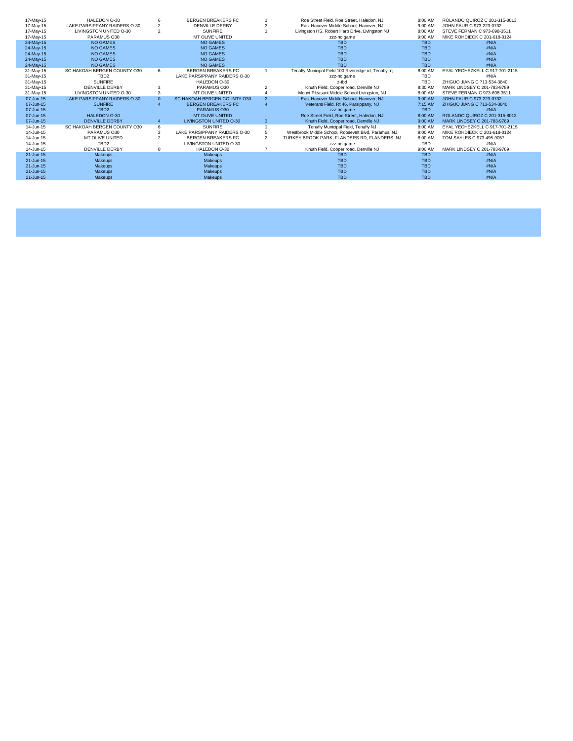| | | | | | | | |
|---|---|---|---|---|---|---|---|
| 17-May-15 | HALEDON O-30 | 6 | BERGEN BREAKERS FC | 1 | Roe Street Field, Roe Street, Haledon, NJ | 8:00 AM | ROLANDO QUIROZ C 201-315-8013 |
| 17-May-15 | LAKE PARSIPPANY RAIDERS O-30 | 2 | DENVILLE DERBY | 3 | East Hanover Middle School, Hanover, NJ | 9:00 AM | JOHN FAUR C 973-223-0732 |
| 17-May-15 | LIVINGSTON UNITED O-30 | 2 | SUNFIRE | 1 | Livingston HS, Robert Harp Drive, Livingston NJ | 8:00 AM | STEVE FERMAN C 973-698-3511 |
| 17-May-15 | PARAMUS O30 | | MT OLIVE UNITED | | zzz-no game | 9:00 AM | MIKE ROHDIECK C 201-618-0124 |
| 24-May-15 | NO GAMES | | NO GAMES | | TBD | TBD | #N/A |
| 24-May-15 | NO GAMES | | NO GAMES | | TBD | TBD | #N/A |
| 24-May-15 | NO GAMES | | NO GAMES | | TBD | TBD | #N/A |
| 24-May-15 | NO GAMES | | NO GAMES | | TBD | TBD | #N/A |
| 24-May-15 | NO GAMES | | NO GAMES | | TBD | TBD | #N/A |
| 31-May-15 | SC HAKOAH BERGEN COUNTY O30 | 6 | BERGEN BREAKERS FC | 1 | Tenafly Municipal Field 100 Riveredge rd, Tenafly, nj | 8:00 AM | EYAL YECHEZKELL C 917-701-2115 |
| 31-May-15 | TBD2 | | LAKE PARSIPPANY RAIDERS O-30 | | zzz-no game | TBD | #N/A |
| 31-May-15 | SUNFIRE | | HALEDON O-30 | | z-tbd | TBD | ZHIGUO JIANG C 713-534-3840 |
| 31-May-15 | DENVILLE DERBY | 3 | PARAMUS O30 | 2 | Knuth Field, Cooper road, Denville NJ | 8:30 AM | MARK LINDSEY C 201-783-9789 |
| 31-May-15 | LIVINGSTON UNITED O-30 | 3 | MT OLIVE UNITED | 4 | Mount Pleasant Middle School Livingston, NJ | 8:00 AM | STEVE FERMAN C 973-698-3511 |
| 07-Jun-15 | LAKE PARSIPPANY RAIDERS O-30 | 0 | SC HAKOAH BERGEN COUNTY O30 | 2 | East Hanover Middle School, Hanover, NJ | 9:00 AM | JOHN FAUR C 973-223-0732 |
| 07-Jun-15 | SUNFIRE | 4 | BERGEN BREAKERS FC | 4 | Veterans Field, Rt 46, Parsippany, NJ | 7:15 AM | ZHIGUO JIANG C 713-534-3840 |
| 07-Jun-15 | TBD2 | | PARAMUS O30 | | zzz-no game | TBD | #N/A |
| 07-Jun-15 | HALEDON O-30 | | MT OLIVE UNITED | | Roe Street Field, Roe Street, Haledon, NJ | 8:00 AM | ROLANDO QUIROZ C 201-315-8013 |
| 07-Jun-15 | DENVILLE DERBY | 4 | LIVINGSTON UNITED O-30 | 3 | Knuth Field, Cooper road, Denville NJ | 9:00 AM | MARK LINDSEY C 201-783-9789 |
| 14-Jun-15 | SC HAKOAH BERGEN COUNTY O30 | 6 | SUNFIRE | 1 | Tenafly Municipal Field, Tenafly NJ | 8:00 AM | EYAL YECHEZKELL C 917-701-2115 |
| 14-Jun-15 | PARAMUS O30 | 2 | LAKE PARSIPPANY RAIDERS O-30 | 5 | Westbrook Middle School, Roosevelt Blvd, Paramus, NJ | 9:00 AM | MIKE ROHDIECK C 201-618-0124 |
| 14-Jun-15 | MT OLIVE UNITED | 2 | BERGEN BREAKERS FC | 2 | TURKEY BROOK PARK, FLANDERS RD, FLANDERS, NJ | 8:00 AM | TOM SAYLES C 973-495-9057 |
| 14-Jun-15 | TBD2 | | LIVINGSTON UNITED O-30 | | zzz-no game | TBD | #N/A |
| 14-Jun-15 | DENVILLE DERBY | 0 | HALEDON O-30 | 7 | Knuth Field, Cooper road, Denville NJ | 9:00 AM | MARK LINDSEY C 201-783-9789 |
| 21-Jun-15 | Makeups | | Makeups | | TBD | TBD | #N/A |
| 21-Jun-15 | Makeups | | Makeups | | TBD | TBD | #N/A |
| 21-Jun-15 | Makeups | | Makeups | | TBD | TBD | #N/A |
| 21-Jun-15 | Makeups | | Makeups | | TBD | TBD | #N/A |
| 21-Jun-15 | Makeups | | Makeups | | TBD | TBD | #N/A |